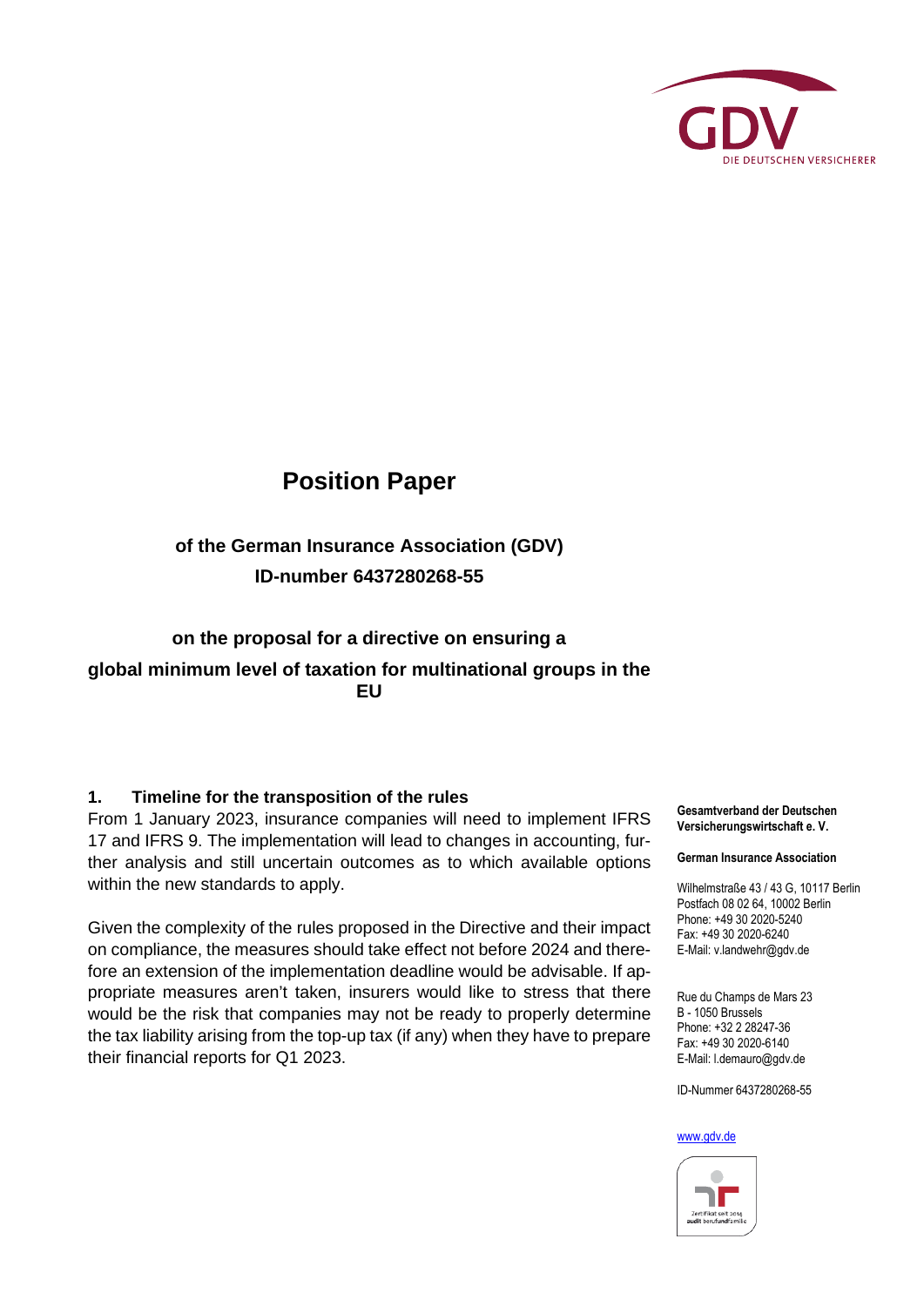GDV
DIE DEUTSCHEN VERSICHERER

# Position Paper

## of the German Insurance Association (GDV)
## ID-number 6437280268-55

## on the proposal for a directive on ensuring a global minimum level of taxation for multinational groups in the EU

### 1. Timeline for the transposition of the rules

From 1 January 2023, insurance companies will need to implement IFRS 17 and IFRS 9. The implementation will lead to changes in accounting, further analysis and still uncertain outcomes as to which available options within the new standards to apply.

Given the complexity of the rules proposed in the Directive and their impact on compliance, the measures should take effect not before 2024 and therefore an extension of the implementation deadline would be advisable. If appropriate measures aren't taken, insurers would like to stress that there would be the risk that companies may not be ready to properly determine the tax liability arising from the top-up tax (if any) when they have to prepare their financial reports for Q1 2023.

**Gesamtverband der Deutschen Versicherungswirtschaft e. V.**

**German Insurance Association**

Wilhelmstraße 43 / 43 G, 10117 Berlin
Postfach 08 02 64, 10002 Berlin
Phone: +49 30 2020-5240
Fax: +49 30 2020-6240
E-Mail: v.landwehr@gdv.de

Rue du Champs de Mars 23
B - 1050 Brussels
Phone: +32 2 28247-36
Fax: +49 30 2020-6140
E-Mail: l.demauro@gdv.de

ID-Nummer 6437280268-55

www.gdv.de

Zertifikat seit 2014
audit berufundfamilie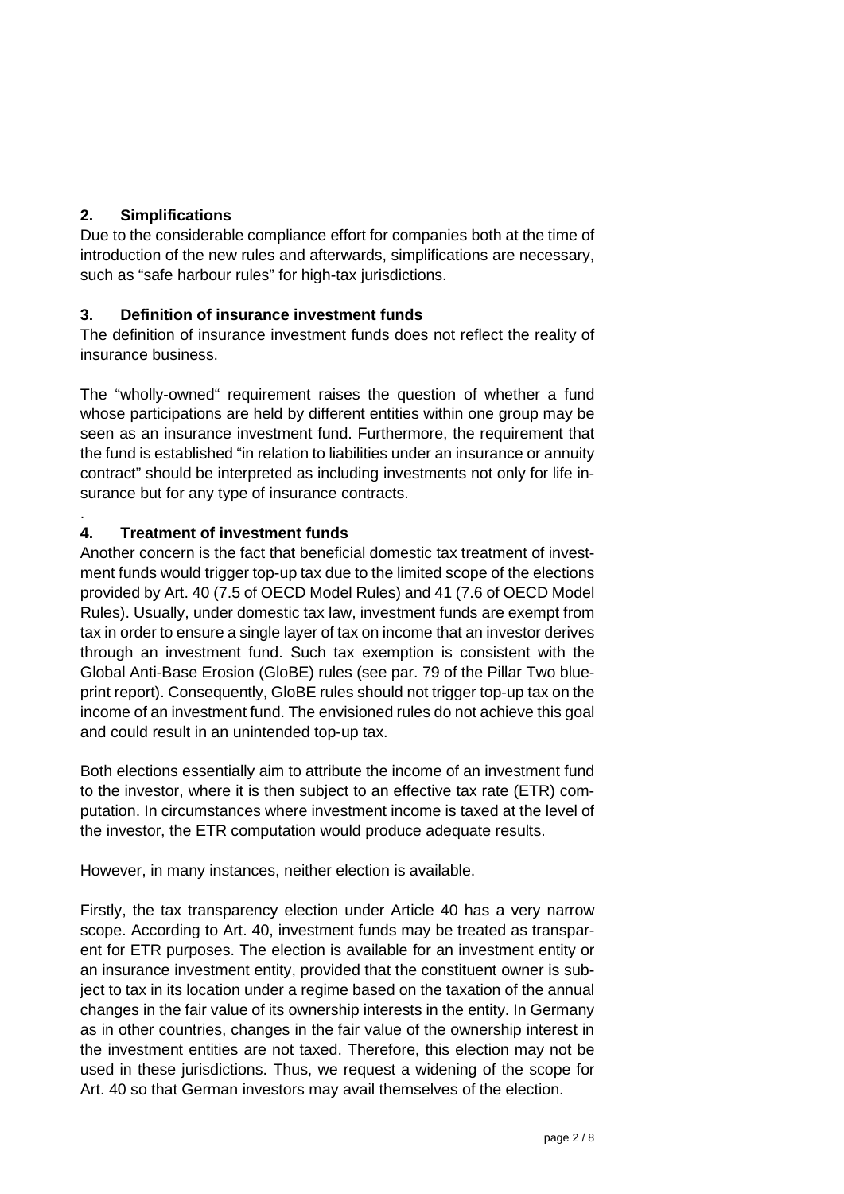## 2. Simplifications

Due to the considerable compliance effort for companies both at the time of introduction of the new rules and afterwards, simplifications are necessary, such as "safe harbour rules" for high-tax jurisdictions.

## 3. Definition of insurance investment funds

The definition of insurance investment funds does not reflect the reality of insurance business.

The "wholly-owned" requirement raises the question of whether a fund whose participations are held by different entities within one group may be seen as an insurance investment fund. Furthermore, the requirement that the fund is established "in relation to liabilities under an insurance or annuity contract" should be interpreted as including investments not only for life insurance but for any type of insurance contracts.

.

## 4. Treatment of investment funds

Another concern is the fact that beneficial domestic tax treatment of investment funds would trigger top-up tax due to the limited scope of the elections provided by Art. 40 (7.5 of OECD Model Rules) and 41 (7.6 of OECD Model Rules). Usually, under domestic tax law, investment funds are exempt from tax in order to ensure a single layer of tax on income that an investor derives through an investment fund. Such tax exemption is consistent with the Global Anti-Base Erosion (GloBE) rules (see par. 79 of the Pillar Two blueprint report). Consequently, GloBE rules should not trigger top-up tax on the income of an investment fund. The envisioned rules do not achieve this goal and could result in an unintended top-up tax.

Both elections essentially aim to attribute the income of an investment fund to the investor, where it is then subject to an effective tax rate (ETR) computation. In circumstances where investment income is taxed at the level of the investor, the ETR computation would produce adequate results.

However, in many instances, neither election is available.

Firstly, the tax transparency election under Article 40 has a very narrow scope. According to Art. 40, investment funds may be treated as transparent for ETR purposes. The election is available for an investment entity or an insurance investment entity, provided that the constituent owner is subject to tax in its location under a regime based on the taxation of the annual changes in the fair value of its ownership interests in the entity. In Germany as in other countries, changes in the fair value of the ownership interest in the investment entities are not taxed. Therefore, this election may not be used in these jurisdictions. Thus, we request a widening of the scope for Art. 40 so that German investors may avail themselves of the election.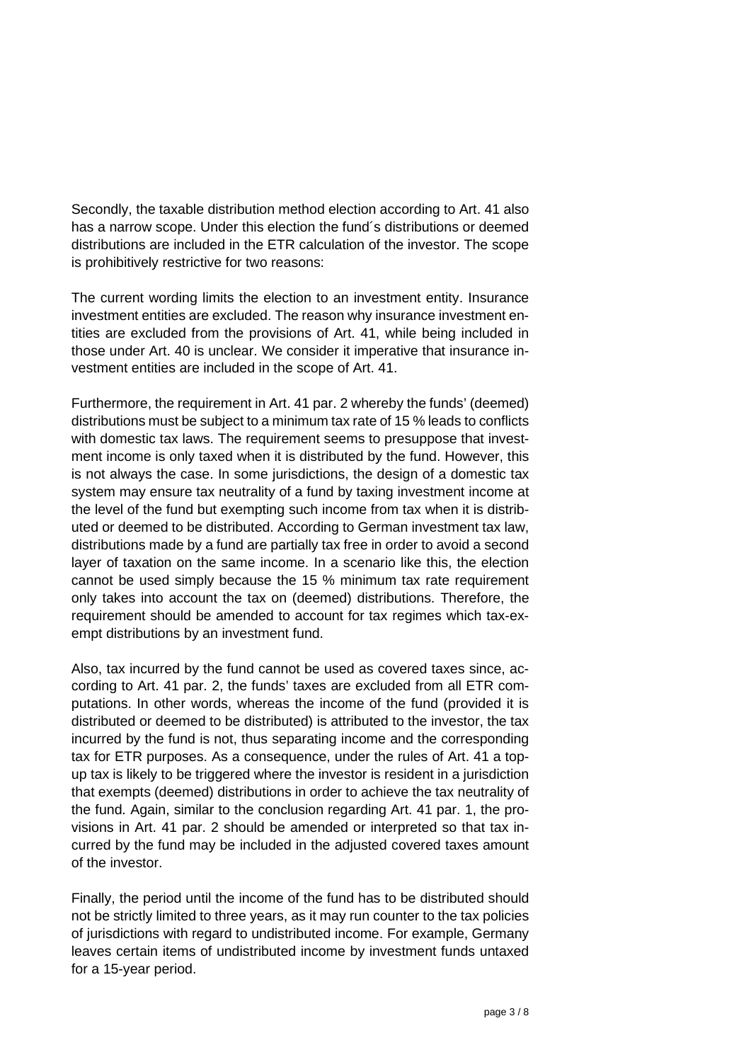Secondly, the taxable distribution method election according to Art. 41 also has a narrow scope. Under this election the fund´s distributions or deemed distributions are included in the ETR calculation of the investor. The scope is prohibitively restrictive for two reasons:

The current wording limits the election to an investment entity. Insurance investment entities are excluded. The reason why insurance investment entities are excluded from the provisions of Art. 41, while being included in those under Art. 40 is unclear. We consider it imperative that insurance investment entities are included in the scope of Art. 41.

Furthermore, the requirement in Art. 41 par. 2 whereby the funds' (deemed) distributions must be subject to a minimum tax rate of 15 % leads to conflicts with domestic tax laws. The requirement seems to presuppose that investment income is only taxed when it is distributed by the fund. However, this is not always the case. In some jurisdictions, the design of a domestic tax system may ensure tax neutrality of a fund by taxing investment income at the level of the fund but exempting such income from tax when it is distributed or deemed to be distributed. According to German investment tax law, distributions made by a fund are partially tax free in order to avoid a second layer of taxation on the same income. In a scenario like this, the election cannot be used simply because the 15 % minimum tax rate requirement only takes into account the tax on (deemed) distributions. Therefore, the requirement should be amended to account for tax regimes which tax-exempt distributions by an investment fund.

Also, tax incurred by the fund cannot be used as covered taxes since, according to Art. 41 par. 2, the funds' taxes are excluded from all ETR computations. In other words, whereas the income of the fund (provided it is distributed or deemed to be distributed) is attributed to the investor, the tax incurred by the fund is not, thus separating income and the corresponding tax for ETR purposes. As a consequence, under the rules of Art. 41 a top-up tax is likely to be triggered where the investor is resident in a jurisdiction that exempts (deemed) distributions in order to achieve the tax neutrality of the fund. Again, similar to the conclusion regarding Art. 41 par. 1, the provisions in Art. 41 par. 2 should be amended or interpreted so that tax incurred by the fund may be included in the adjusted covered taxes amount of the investor.

Finally, the period until the income of the fund has to be distributed should not be strictly limited to three years, as it may run counter to the tax policies of jurisdictions with regard to undistributed income. For example, Germany leaves certain items of undistributed income by investment funds untaxed for a 15-year period.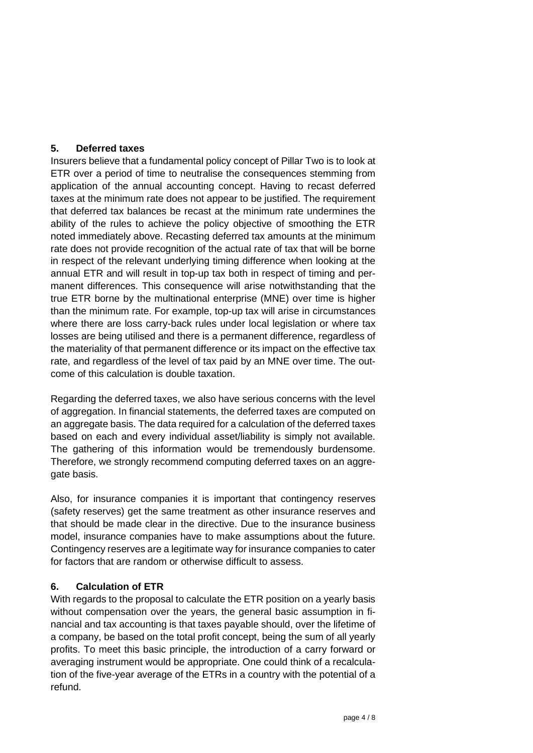## 5. Deferred taxes

Insurers believe that a fundamental policy concept of Pillar Two is to look at ETR over a period of time to neutralise the consequences stemming from application of the annual accounting concept. Having to recast deferred taxes at the minimum rate does not appear to be justified. The requirement that deferred tax balances be recast at the minimum rate undermines the ability of the rules to achieve the policy objective of smoothing the ETR noted immediately above. Recasting deferred tax amounts at the minimum rate does not provide recognition of the actual rate of tax that will be borne in respect of the relevant underlying timing difference when looking at the annual ETR and will result in top-up tax both in respect of timing and permanent differences. This consequence will arise notwithstanding that the true ETR borne by the multinational enterprise (MNE) over time is higher than the minimum rate. For example, top-up tax will arise in circumstances where there are loss carry-back rules under local legislation or where tax losses are being utilised and there is a permanent difference, regardless of the materiality of that permanent difference or its impact on the effective tax rate, and regardless of the level of tax paid by an MNE over time. The outcome of this calculation is double taxation.

Regarding the deferred taxes, we also have serious concerns with the level of aggregation. In financial statements, the deferred taxes are computed on an aggregate basis. The data required for a calculation of the deferred taxes based on each and every individual asset/liability is simply not available. The gathering of this information would be tremendously burdensome. Therefore, we strongly recommend computing deferred taxes on an aggregate basis.

Also, for insurance companies it is important that contingency reserves (safety reserves) get the same treatment as other insurance reserves and that should be made clear in the directive. Due to the insurance business model, insurance companies have to make assumptions about the future. Contingency reserves are a legitimate way for insurance companies to cater for factors that are random or otherwise difficult to assess.

## 6. Calculation of ETR

With regards to the proposal to calculate the ETR position on a yearly basis without compensation over the years, the general basic assumption in financial and tax accounting is that taxes payable should, over the lifetime of a company, be based on the total profit concept, being the sum of all yearly profits. To meet this basic principle, the introduction of a carry forward or averaging instrument would be appropriate. One could think of a recalculation of the five-year average of the ETRs in a country with the potential of a refund.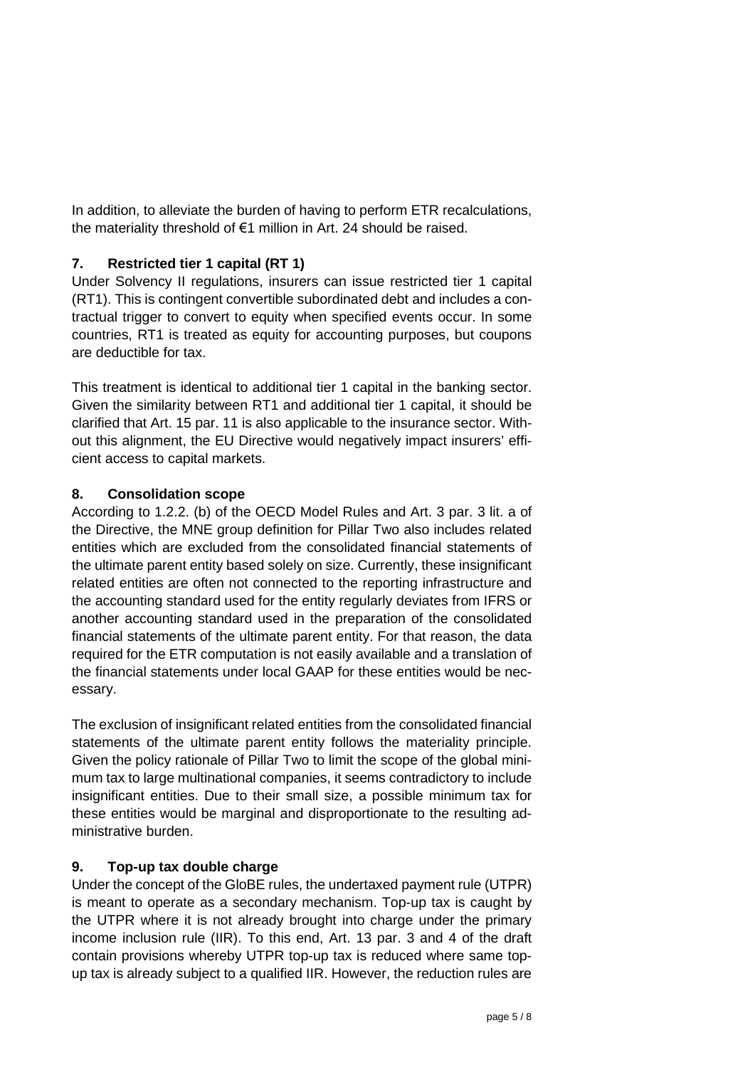In addition, to alleviate the burden of having to perform ETR recalculations, the materiality threshold of €1 million in Art. 24 should be raised.

## 7. Restricted tier 1 capital (RT 1)

Under Solvency II regulations, insurers can issue restricted tier 1 capital (RT1). This is contingent convertible subordinated debt and includes a contractual trigger to convert to equity when specified events occur. In some countries, RT1 is treated as equity for accounting purposes, but coupons are deductible for tax.

This treatment is identical to additional tier 1 capital in the banking sector. Given the similarity between RT1 and additional tier 1 capital, it should be clarified that Art. 15 par. 11 is also applicable to the insurance sector. Without this alignment, the EU Directive would negatively impact insurers' efficient access to capital markets.

## 8. Consolidation scope

According to 1.2.2. (b) of the OECD Model Rules and Art. 3 par. 3 lit. a of the Directive, the MNE group definition for Pillar Two also includes related entities which are excluded from the consolidated financial statements of the ultimate parent entity based solely on size. Currently, these insignificant related entities are often not connected to the reporting infrastructure and the accounting standard used for the entity regularly deviates from IFRS or another accounting standard used in the preparation of the consolidated financial statements of the ultimate parent entity. For that reason, the data required for the ETR computation is not easily available and a translation of the financial statements under local GAAP for these entities would be necessary.

The exclusion of insignificant related entities from the consolidated financial statements of the ultimate parent entity follows the materiality principle. Given the policy rationale of Pillar Two to limit the scope of the global minimum tax to large multinational companies, it seems contradictory to include insignificant entities. Due to their small size, a possible minimum tax for these entities would be marginal and disproportionate to the resulting administrative burden.

## 9. Top-up tax double charge

Under the concept of the GloBE rules, the undertaxed payment rule (UTPR) is meant to operate as a secondary mechanism. Top-up tax is caught by the UTPR where it is not already brought into charge under the primary income inclusion rule (IIR). To this end, Art. 13 par. 3 and 4 of the draft contain provisions whereby UTPR top-up tax is reduced where same top-up tax is already subject to a qualified IIR. However, the reduction rules are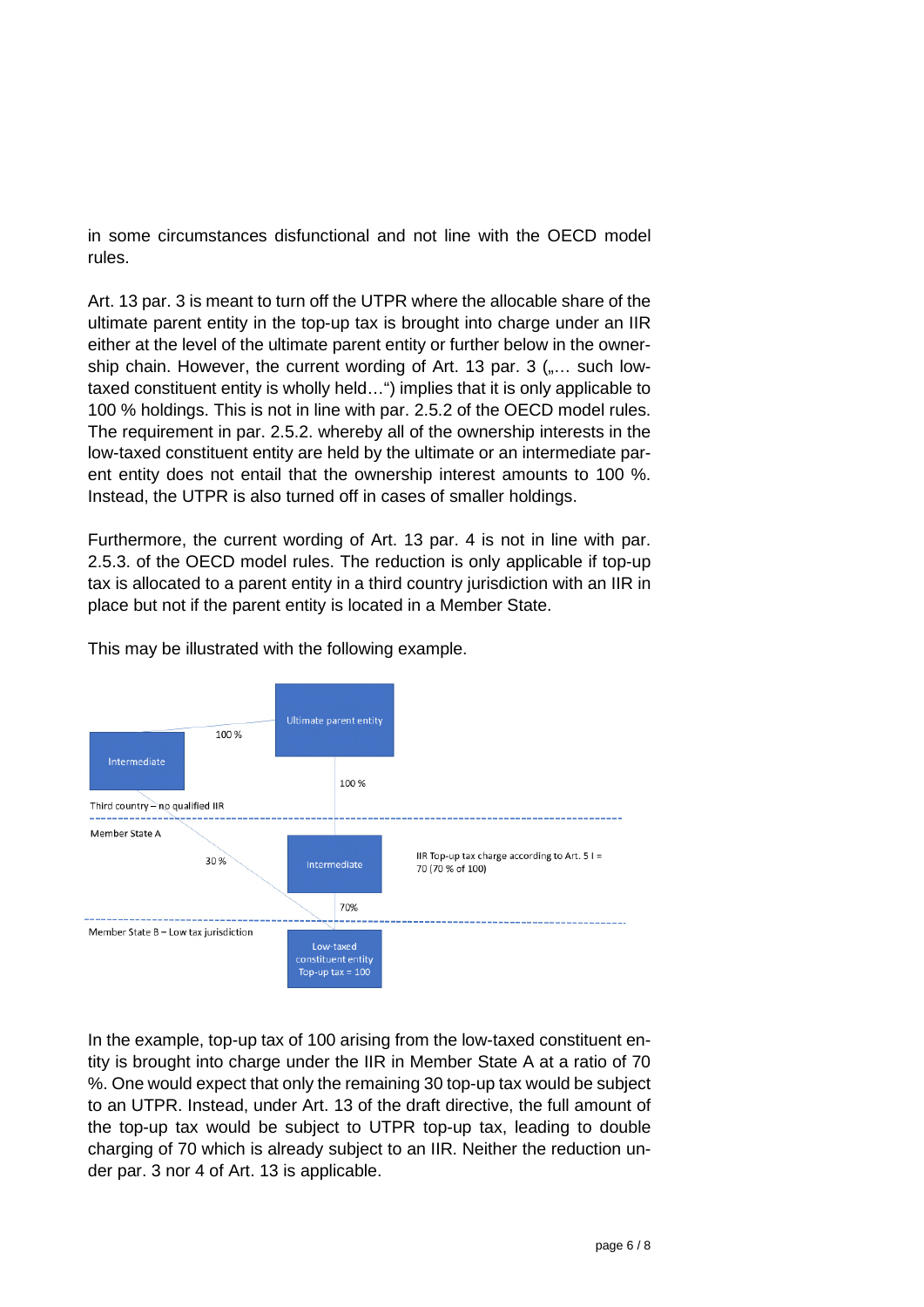in some circumstances disfunctional and not line with the OECD model rules.

Art. 13 par. 3 is meant to turn off the UTPR where the allocable share of the ultimate parent entity in the top-up tax is brought into charge under an IIR either at the level of the ultimate parent entity or further below in the ownership chain. However, the current wording of Art. 13 par. 3 („… such low-taxed constituent entity is wholly held…“) implies that it is only applicable to 100 % holdings. This is not in line with par. 2.5.2 of the OECD model rules. The requirement in par. 2.5.2. whereby all of the ownership interests in the low-taxed constituent entity are held by the ultimate or an intermediate parent entity does not entail that the ownership interest amounts to 100 %. Instead, the UTPR is also turned off in cases of smaller holdings.

Furthermore, the current wording of Art. 13 par. 4 is not in line with par. 2.5.3. of the OECD model rules. The reduction is only applicable if top-up tax is allocated to a parent entity in a third country jurisdiction with an IIR in place but not if the parent entity is located in a Member State.

This may be illustrated with the following example.

Ultimate parent entity

100 %

Intermediate

100 %

Third country – no qualified IIR

Member State A

30 %

Intermediate

IIR Top-up tax charge according to Art. 5 I = 70 (70 % of 100)

70%

Member State B – Low tax jurisdiction

Low-taxed constituent entity
Top-up tax = 100

In the example, top-up tax of 100 arising from the low-taxed constituent entity is brought into charge under the IIR in Member State A at a ratio of 70 %. One would expect that only the remaining 30 top-up tax would be subject to an UTPR. Instead, under Art. 13 of the draft directive, the full amount of the top-up tax would be subject to UTPR top-up tax, leading to double charging of 70 which is already subject to an IIR. Neither the reduction under par. 3 nor 4 of Art. 13 is applicable.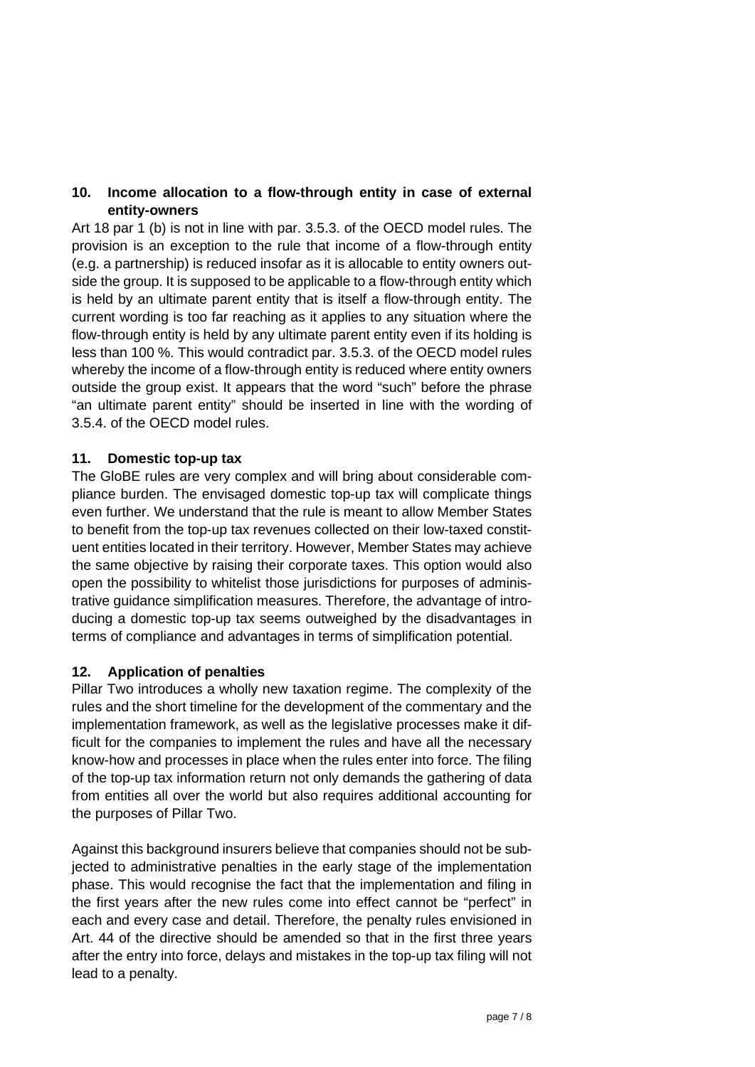## 10. Income allocation to a flow-through entity in case of external entity-owners

Art 18 par 1 (b) is not in line with par. 3.5.3. of the OECD model rules. The provision is an exception to the rule that income of a flow-through entity (e.g. a partnership) is reduced insofar as it is allocable to entity owners outside the group. It is supposed to be applicable to a flow-through entity which is held by an ultimate parent entity that is itself a flow-through entity. The current wording is too far reaching as it applies to any situation where the flow-through entity is held by any ultimate parent entity even if its holding is less than 100 %. This would contradict par. 3.5.3. of the OECD model rules whereby the income of a flow-through entity is reduced where entity owners outside the group exist. It appears that the word "such" before the phrase "an ultimate parent entity" should be inserted in line with the wording of 3.5.4. of the OECD model rules.

## 11. Domestic top-up tax

The GloBE rules are very complex and will bring about considerable compliance burden. The envisaged domestic top-up tax will complicate things even further. We understand that the rule is meant to allow Member States to benefit from the top-up tax revenues collected on their low-taxed constituent entities located in their territory. However, Member States may achieve the same objective by raising their corporate taxes. This option would also open the possibility to whitelist those jurisdictions for purposes of administrative guidance simplification measures. Therefore, the advantage of introducing a domestic top-up tax seems outweighed by the disadvantages in terms of compliance and advantages in terms of simplification potential.

## 12. Application of penalties

Pillar Two introduces a wholly new taxation regime. The complexity of the rules and the short timeline for the development of the commentary and the implementation framework, as well as the legislative processes make it difficult for the companies to implement the rules and have all the necessary know-how and processes in place when the rules enter into force. The filing of the top-up tax information return not only demands the gathering of data from entities all over the world but also requires additional accounting for the purposes of Pillar Two.

Against this background insurers believe that companies should not be subjected to administrative penalties in the early stage of the implementation phase. This would recognise the fact that the implementation and filing in the first years after the new rules come into effect cannot be "perfect" in each and every case and detail. Therefore, the penalty rules envisioned in Art. 44 of the directive should be amended so that in the first three years after the entry into force, delays and mistakes in the top-up tax filing will not lead to a penalty.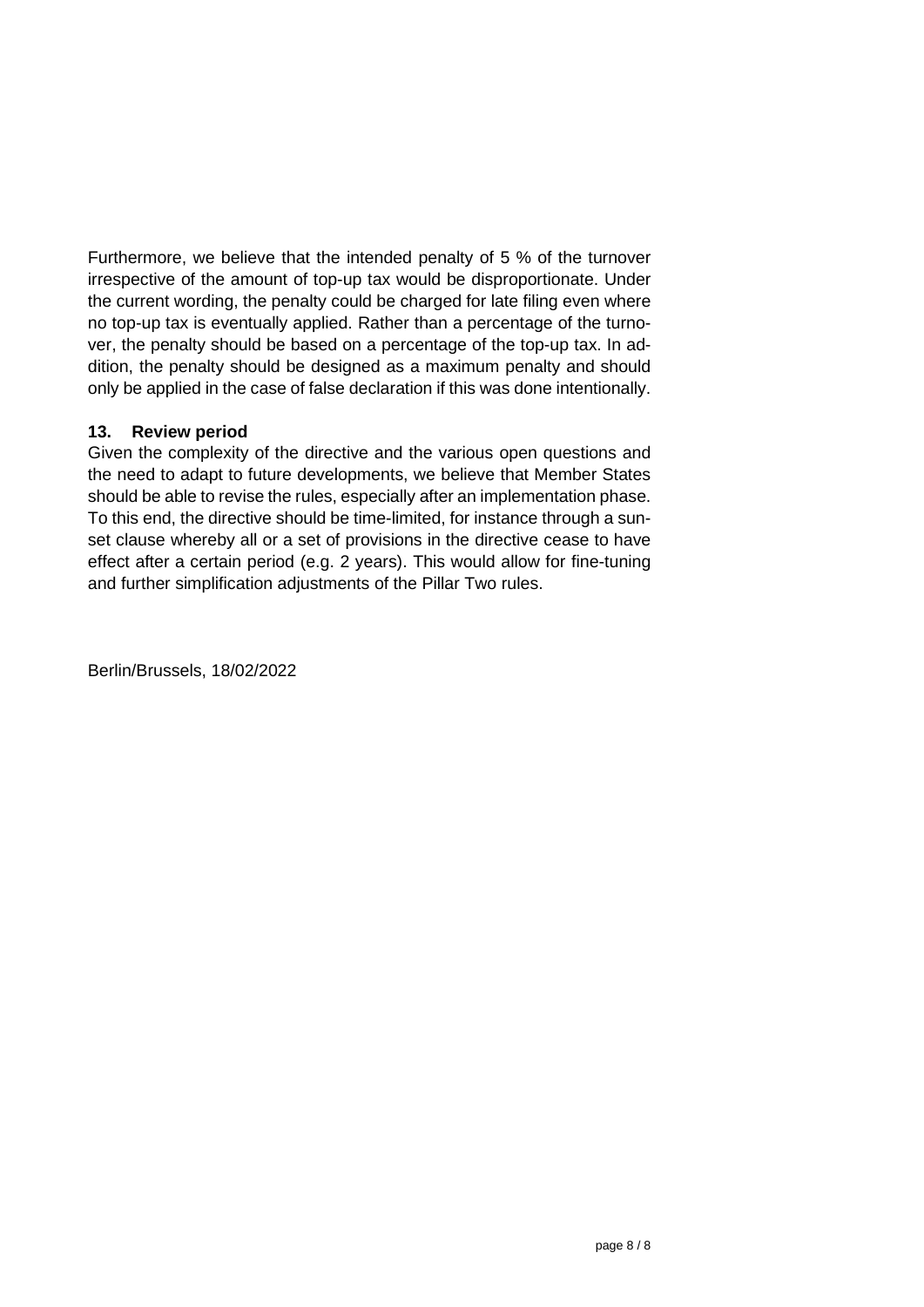Furthermore, we believe that the intended penalty of 5 % of the turnover irrespective of the amount of top-up tax would be disproportionate. Under the current wording, the penalty could be charged for late filing even where no top-up tax is eventually applied. Rather than a percentage of the turnover, the penalty should be based on a percentage of the top-up tax. In addition, the penalty should be designed as a maximum penalty and should only be applied in the case of false declaration if this was done intentionally.

### 13. Review period

Given the complexity of the directive and the various open questions and the need to adapt to future developments, we believe that Member States should be able to revise the rules, especially after an implementation phase. To this end, the directive should be time-limited, for instance through a sunset clause whereby all or a set of provisions in the directive cease to have effect after a certain period (e.g. 2 years). This would allow for fine-tuning and further simplification adjustments of the Pillar Two rules.

Berlin/Brussels, 18/02/2022